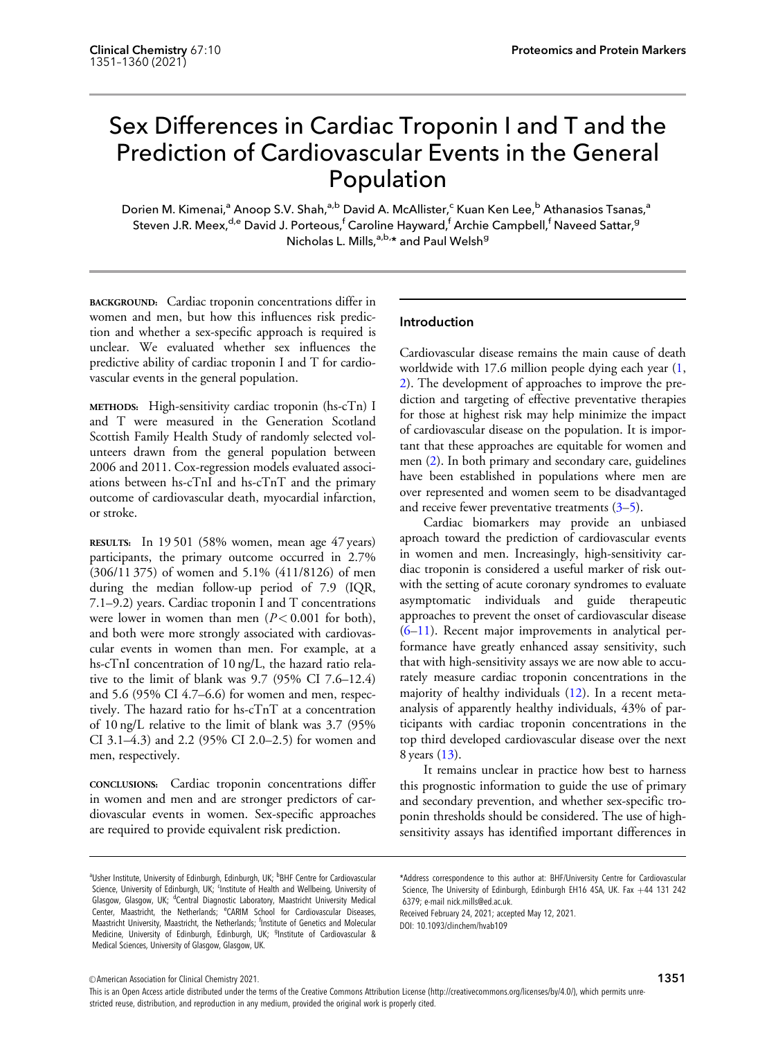# Sex Differences in Cardiac Troponin I and T and the Prediction of Cardiovascular Events in the General Population

Dorien M. Kimenai,[a] Anoop S.V. Shah,[a,b] David A. McAllister,[c] Kuan Ken Lee,[b] Athanasios Tsanas,[a] Steven J.R. Meex,[d,e] David J. Porteous,[f] Caroline Hayward,[f] Archie Campbell,[f] Naveed Sattar,[g] Nicholas L. Mills,[a,b,*] and Paul Welsh[g]

**BACKGROUND:** Cardiac troponin concentrations differ in women and men, but how this influences risk prediction and whether a sex-specific approach is required is unclear. We evaluated whether sex influences the predictive ability of cardiac troponin I and T for cardiovascular events in the general population.

**METHODS:** High-sensitivity cardiac troponin (hs-cTn) I and T were measured in the Generation Scotland Scottish Family Health Study of randomly selected volunteers drawn from the general population between 2006 and 2011. Cox-regression models evaluated associations between hs-cTnI and hs-cTnT and the primary outcome of cardiovascular death, myocardial infarction, or stroke.

**RESULTS:** In 19 501 (58% women, mean age 47 years) participants, the primary outcome occurred in 2.7% (306/11 375) of women and 5.1% (411/8126) of men during the median follow-up period of 7.9 (IQR, 7.1–9.2) years. Cardiac troponin I and T concentrations were lower in women than men ($P < 0.001$ for both), and both were more strongly associated with cardiovascular events in women than men. For example, at a hs-cTnI concentration of 10 ng/L, the hazard ratio relative to the limit of blank was 9.7 (95% CI 7.6–12.4) and 5.6 (95% CI 4.7–6.6) for women and men, respectively. The hazard ratio for hs-cTnT at a concentration of 10 ng/L relative to the limit of blank was 3.7 (95% CI 3.1–4.3) and 2.2 (95% CI 2.0–2.5) for women and men, respectively.

**CONCLUSIONS:** Cardiac troponin concentrations differ in women and men and are stronger predictors of cardiovascular events in women. Sex-specific approaches are required to provide equivalent risk prediction.

## Introduction

Cardiovascular disease remains the main cause of death worldwide with 17.6 million people dying each year (1, 2). The development of approaches to improve the prediction and targeting of effective preventative therapies for those at highest risk may help minimize the impact of cardiovascular disease on the population. It is important that these approaches are equitable for women and men (2). In both primary and secondary care, guidelines have been established in populations where men are over represented and women seem to be disadvantaged and receive fewer preventative treatments (3–5).

Cardiac biomarkers may provide an unbiased aproach toward the prediction of cardiovascular events in women and men. Increasingly, high-sensitivity cardiac troponin is considered a useful marker of risk outwith the setting of acute coronary syndromes to evaluate asymptomatic individuals and guide therapeutic approaches to prevent the onset of cardiovascular disease (6–11). Recent major improvements in analytical performance have greatly enhanced assay sensitivity, such that with high-sensitivity assays we are now able to accurately measure cardiac troponin concentrations in the majority of healthy individuals (12). In a recent meta-analysis of apparently healthy individuals, 43% of participants with cardiac troponin concentrations in the top third developed cardiovascular disease over the next 8 years (13).

It remains unclear in practice how best to harness this prognostic information to guide the use of primary and secondary prevention, and whether sex-specific troponin thresholds should be considered. The use of high-sensitivity assays has identified important differences in

[a]Usher Institute, University of Edinburgh, Edinburgh, UK; [b]BHF Centre for Cardiovascular Science, University of Edinburgh, UK; [c]Institute of Health and Wellbeing, University of Glasgow, Glasgow, UK; [d]Central Diagnostic Laboratory, Maastricht University Medical Center, Maastricht, the Netherlands; [e]CARIM School for Cardiovascular Diseases, Maastricht University, Maastricht, the Netherlands; [f]Institute of Genetics and Molecular Medicine, University of Edinburgh, Edinburgh, UK; [g]Institute of Cardiovascular & Medical Sciences, University of Glasgow, Glasgow, UK.

*Address correspondence to this author at: BHF/University Centre for Cardiovascular Science, The University of Edinburgh, Edinburgh EH16 4SA, UK. Fax +44 131 242 6379; e-mail nick.mills@ed.ac.uk.

Received February 24, 2021; accepted May 12, 2021.

DOI: 10.1093/clinchem/hvab109

© American Association for Clinical Chemistry 2021.

This is an Open Access article distributed under the terms of the Creative Commons Attribution License (http://creativecommons.org/licenses/by/4.0/), which permits unrestricted reuse, distribution, and reproduction in any medium, provided the original work is properly cited.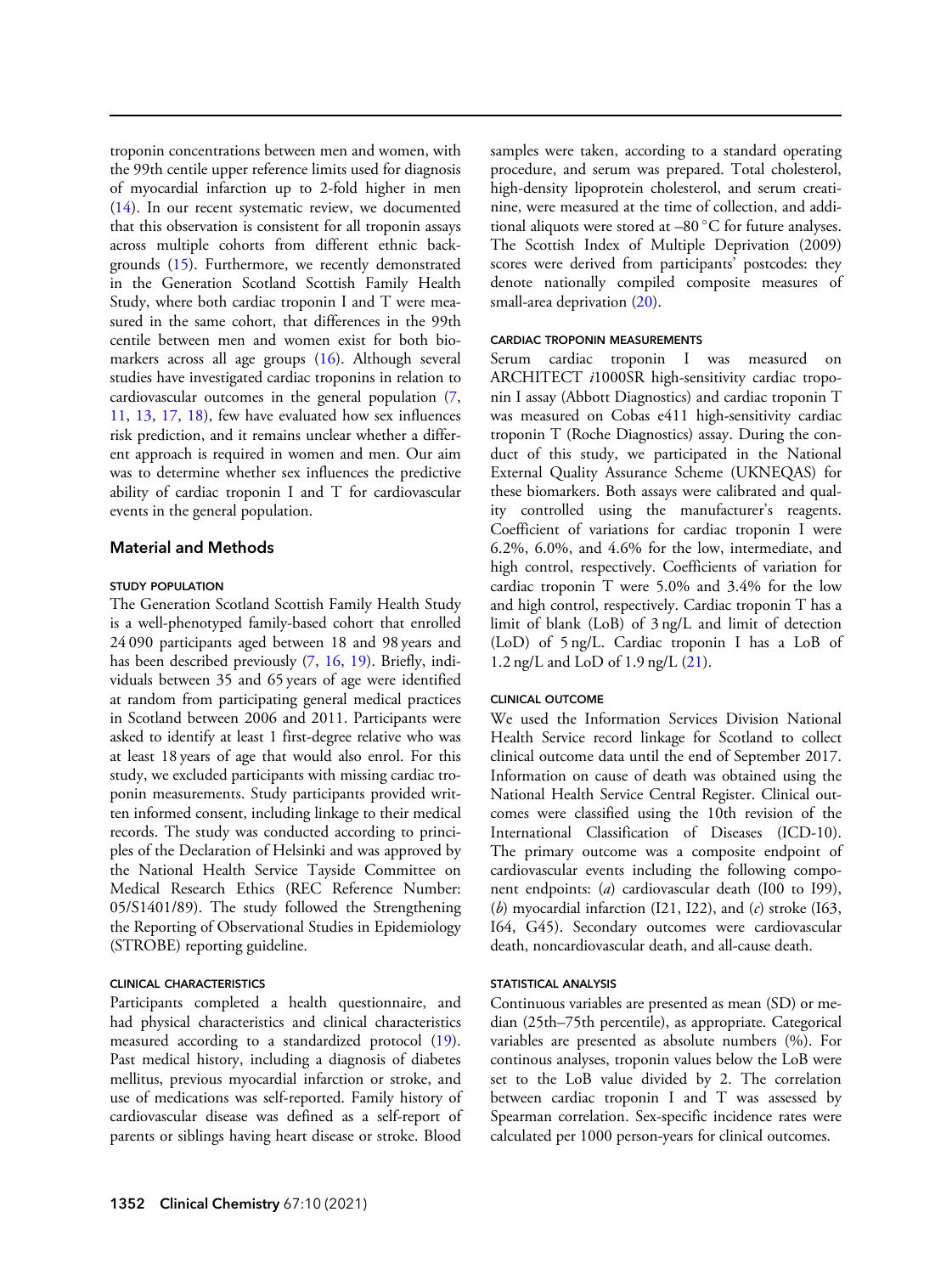troponin concentrations between men and women, with the 99th centile upper reference limits used for diagnosis of myocardial infarction up to 2-fold higher in men (14). In our recent systematic review, we documented that this observation is consistent for all troponin assays across multiple cohorts from different ethnic backgrounds (15). Furthermore, we recently demonstrated in the Generation Scotland Scottish Family Health Study, where both cardiac troponin I and T were measured in the same cohort, that differences in the 99th centile between men and women exist for both biomarkers across all age groups (16). Although several studies have investigated cardiac troponins in relation to cardiovascular outcomes in the general population (7, 11, 13, 17, 18), few have evaluated how sex influences risk prediction, and it remains unclear whether a different approach is required in women and men. Our aim was to determine whether sex influences the predictive ability of cardiac troponin I and T for cardiovascular events in the general population.

## Material and Methods

### STUDY POPULATION

The Generation Scotland Scottish Family Health Study is a well-phenotyped family-based cohort that enrolled 24 090 participants aged between 18 and 98 years and has been described previously (7, 16, 19). Briefly, individuals between 35 and 65 years of age were identified at random from participating general medical practices in Scotland between 2006 and 2011. Participants were asked to identify at least 1 first-degree relative who was at least 18 years of age that would also enrol. For this study, we excluded participants with missing cardiac troponin measurements. Study participants provided written informed consent, including linkage to their medical records. The study was conducted according to principles of the Declaration of Helsinki and was approved by the National Health Service Tayside Committee on Medical Research Ethics (REC Reference Number: 05/S1401/89). The study followed the Strengthening the Reporting of Observational Studies in Epidemiology (STROBE) reporting guideline.

### CLINICAL CHARACTERISTICS

Participants completed a health questionnaire, and had physical characteristics and clinical characteristics measured according to a standardized protocol (19). Past medical history, including a diagnosis of diabetes mellitus, previous myocardial infarction or stroke, and use of medications was self-reported. Family history of cardiovascular disease was defined as a self-report of parents or siblings having heart disease or stroke. Blood samples were taken, according to a standard operating procedure, and serum was prepared. Total cholesterol, high-density lipoprotein cholesterol, and serum creatinine, were measured at the time of collection, and additional aliquots were stored at –80 °C for future analyses. The Scottish Index of Multiple Deprivation (2009) scores were derived from participants' postcodes: they denote nationally compiled composite measures of small-area deprivation (20).

### CARDIAC TROPONIN MEASUREMENTS

Serum cardiac troponin I was measured on ARCHITECT *i*1000SR high-sensitivity cardiac troponin I assay (Abbott Diagnostics) and cardiac troponin T was measured on Cobas e411 high-sensitivity cardiac troponin T (Roche Diagnostics) assay. During the conduct of this study, we participated in the National External Quality Assurance Scheme (UKNEQAS) for these biomarkers. Both assays were calibrated and quality controlled using the manufacturer's reagents. Coefficient of variations for cardiac troponin I were 6.2%, 6.0%, and 4.6% for the low, intermediate, and high control, respectively. Coefficients of variation for cardiac troponin T were 5.0% and 3.4% for the low and high control, respectively. Cardiac troponin T has a limit of blank (LoB) of 3 ng/L and limit of detection (LoD) of 5 ng/L. Cardiac troponin I has a LoB of 1.2 ng/L and LoD of 1.9 ng/L (21).

### CLINICAL OUTCOME

We used the Information Services Division National Health Service record linkage for Scotland to collect clinical outcome data until the end of September 2017. Information on cause of death was obtained using the National Health Service Central Register. Clinical outcomes were classified using the 10th revision of the International Classification of Diseases (ICD-10). The primary outcome was a composite endpoint of cardiovascular events including the following component endpoints: (*a*) cardiovascular death (I00 to I99), (*b*) myocardial infarction (I21, I22), and (*c*) stroke (I63, I64, G45). Secondary outcomes were cardiovascular death, noncardiovascular death, and all-cause death.

### STATISTICAL ANALYSIS

Continuous variables are presented as mean (SD) or median (25th–75th percentile), as appropriate. Categorical variables are presented as absolute numbers (%). For continous analyses, troponin values below the LoB were set to the LoB value divided by 2. The correlation between cardiac troponin I and T was assessed by Spearman correlation. Sex-specific incidence rates were calculated per 1000 person-years for clinical outcomes.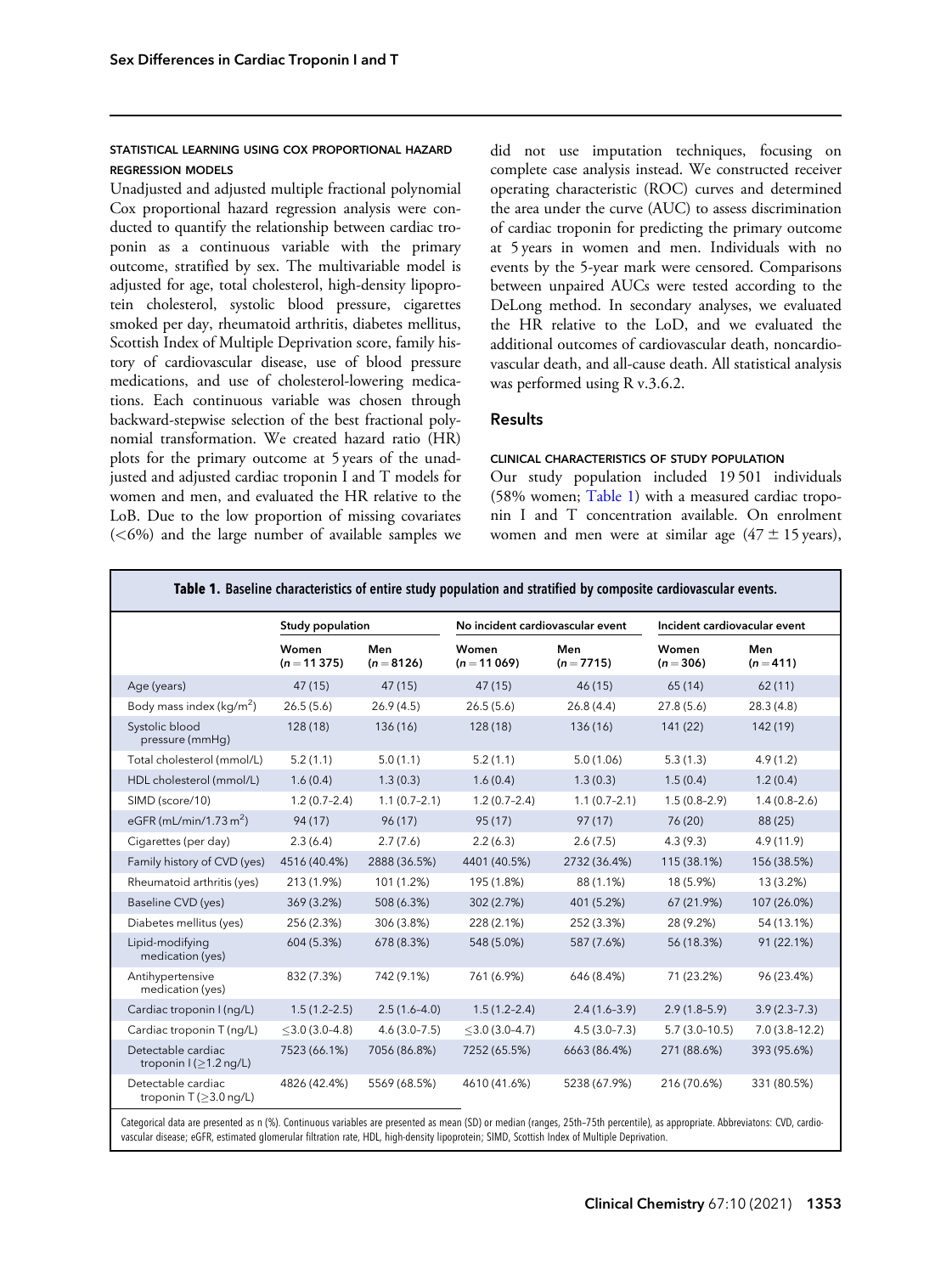#### STATISTICAL LEARNING USING COX PROPORTIONAL HAZARD REGRESSION MODELS

Unadjusted and adjusted multiple fractional polynomial Cox proportional hazard regression analysis were conducted to quantify the relationship between cardiac troponin as a continuous variable with the primary outcome, stratified by sex. The multivariable model is adjusted for age, total cholesterol, high-density lipoprotein cholesterol, systolic blood pressure, cigarettes smoked per day, rheumatoid arthritis, diabetes mellitus, Scottish Index of Multiple Deprivation score, family history of cardiovascular disease, use of blood pressure medications, and use of cholesterol-lowering medications. Each continuous variable was chosen through backward-stepwise selection of the best fractional polynomial transformation. We created hazard ratio (HR) plots for the primary outcome at 5 years of the unadjusted and adjusted cardiac troponin I and T models for women and men, and evaluated the HR relative to the LoB. Due to the low proportion of missing covariates (<6%) and the large number of available samples we did not use imputation techniques, focusing on complete case analysis instead. We constructed receiver operating characteristic (ROC) curves and determined the area under the curve (AUC) to assess discrimination of cardiac troponin for predicting the primary outcome at 5 years in women and men. Individuals with no events by the 5-year mark were censored. Comparisons between unpaired AUCs were tested according to the DeLong method. In secondary analyses, we evaluated the HR relative to the LoD, and we evaluated the additional outcomes of cardiovascular death, noncardiovascular death, and all-cause death. All statistical analysis was performed using R v.3.6.2.

## Results

#### CLINICAL CHARACTERISTICS OF STUDY POPULATION

Our study population included 19 501 individuals (58% women; Table 1) with a measured cardiac troponin I and T concentration available. On enrolment women and men were at similar age (47 ± 15 years),

**Table 1. Baseline characteristics of entire study population and stratified by composite cardiovascular events.**

| | Study population | | No incident cardiovascular event | | Incident cardiovascular event | |
|---|---|---|---|---|---|---|
| | Women ($n = 11\,375$) | Men ($n = 8126$) | Women ($n = 11\,069$) | Men ($n = 7715$) | Women ($n = 306$) | Men ($n = 411$) |
| Age (years) | 47 (15) | 47 (15) | 47 (15) | 46 (15) | 65 (14) | 62 (11) |
| Body mass index (kg/m$^2$) | 26.5 (5.6) | 26.9 (4.5) | 26.5 (5.6) | 26.8 (4.4) | 27.8 (5.6) | 28.3 (4.8) |
| Systolic blood pressure (mmHg) | 128 (18) | 136 (16) | 128 (18) | 136 (16) | 141 (22) | 142 (19) |
| Total cholesterol (mmol/L) | 5.2 (1.1) | 5.0 (1.1) | 5.2 (1.1) | 5.0 (1.06) | 5.3 (1.3) | 4.9 (1.2) |
| HDL cholesterol (mmol/L) | 1.6 (0.4) | 1.3 (0.3) | 1.6 (0.4) | 1.3 (0.3) | 1.5 (0.4) | 1.2 (0.4) |
| SIMD (score/10) | 1.2 (0.7–2.4) | 1.1 (0.7–2.1) | 1.2 (0.7–2.4) | 1.1 (0.7–2.1) | 1.5 (0.8–2.9) | 1.4 (0.8–2.6) |
| eGFR (mL/min/1.73 m$^2$) | 94 (17) | 96 (17) | 95 (17) | 97 (17) | 76 (20) | 88 (25) |
| Cigarettes (per day) | 2.3 (6.4) | 2.7 (7.6) | 2.2 (6.3) | 2.6 (7.5) | 4.3 (9.3) | 4.9 (11.9) |
| Family history of CVD (yes) | 4516 (40.4%) | 2888 (36.5%) | 4401 (40.5%) | 2732 (36.4%) | 115 (38.1%) | 156 (38.5%) |
| Rheumatoid arthritis (yes) | 213 (1.9%) | 101 (1.2%) | 195 (1.8%) | 88 (1.1%) | 18 (5.9%) | 13 (3.2%) |
| Baseline CVD (yes) | 369 (3.2%) | 508 (6.3%) | 302 (2.7%) | 401 (5.2%) | 67 (21.9%) | 107 (26.0%) |
| Diabetes mellitus (yes) | 256 (2.3%) | 306 (3.8%) | 228 (2.1%) | 252 (3.3%) | 28 (9.2%) | 54 (13.1%) |
| Lipid-modifying medication (yes) | 604 (5.3%) | 678 (8.3%) | 548 (5.0%) | 587 (7.6%) | 56 (18.3%) | 91 (22.1%) |
| Antihypertensive medication (yes) | 832 (7.3%) | 742 (9.1%) | 761 (6.9%) | 646 (8.4%) | 71 (23.2%) | 96 (23.4%) |
| Cardiac troponin I (ng/L) | 1.5 (1.2–2.5) | 2.5 (1.6–4.0) | 1.5 (1.2–2.4) | 2.4 (1.6–3.9) | 2.9 (1.8–5.9) | 3.9 (2.3–7.3) |
| Cardiac troponin T (ng/L) | ≤3.0 (3.0–4.8) | 4.6 (3.0–7.5) | ≤3.0 (3.0–4.7) | 4.5 (3.0–7.3) | 5.7 (3.0–10.5) | 7.0 (3.8–12.2) |
| Detectable cardiac troponin I (≥1.2 ng/L) | 7523 (66.1%) | 7056 (86.8%) | 7252 (65.5%) | 6663 (86.4%) | 271 (88.6%) | 393 (95.6%) |
| Detectable cardiac troponin T (≥3.0 ng/L) | 4826 (42.4%) | 5569 (68.5%) | 4610 (41.6%) | 5238 (67.9%) | 216 (70.6%) | 331 (80.5%) |

Categorical data are presented as n (%). Continuous variables are presented as mean (SD) or median (ranges, 25th–75th percentile), as appropriate. Abbreviatons: CVD, cardiovascular disease; eGFR, estimated glomerular filtration rate, HDL, high-density lipoprotein; SIMD, Scottish Index of Multiple Deprivation.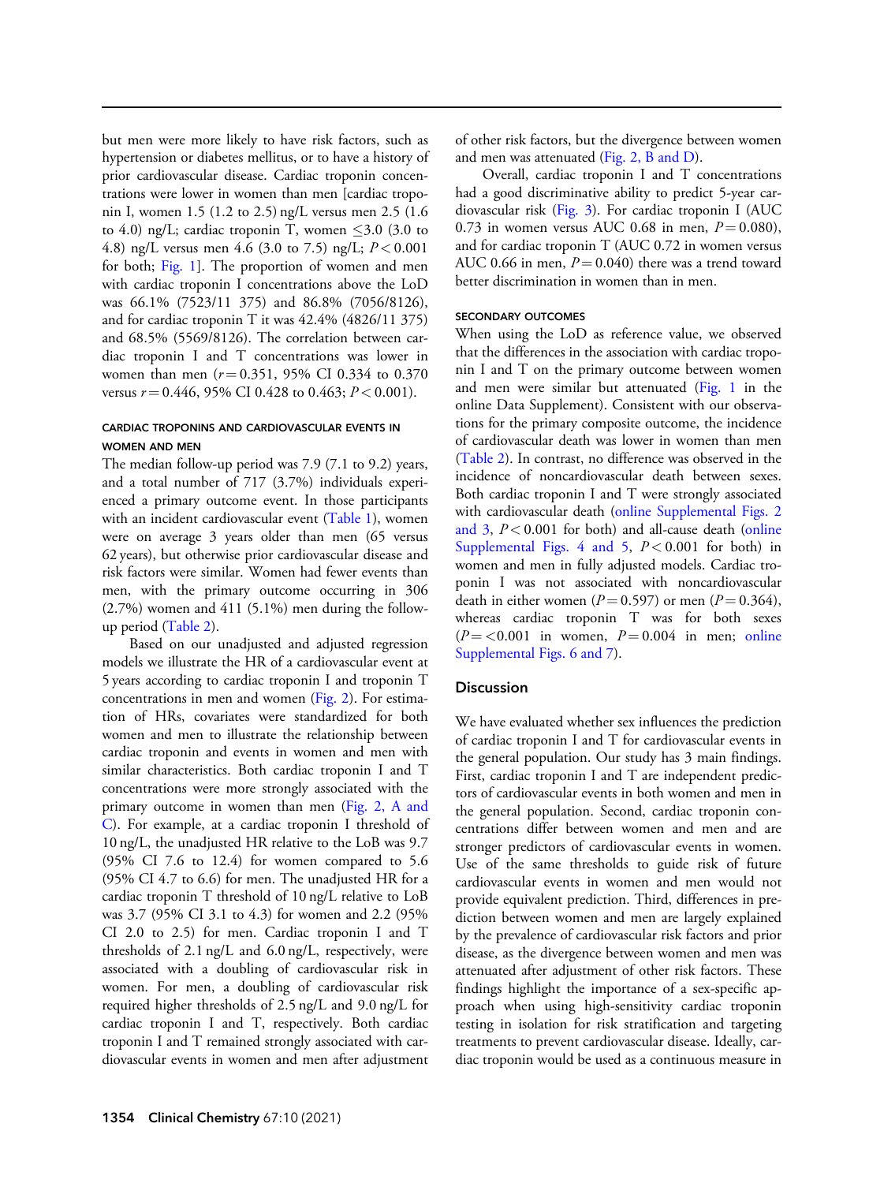but men were more likely to have risk factors, such as hypertension or diabetes mellitus, or to have a history of prior cardiovascular disease. Cardiac troponin concentrations were lower in women than men [cardiac troponin I, women 1.5 (1.2 to 2.5) ng/L versus men 2.5 (1.6 to 4.0) ng/L; cardiac troponin T, women ≤3.0 (3.0 to 4.8) ng/L versus men 4.6 (3.0 to 7.5) ng/L; $P < 0.001$ for both; Fig. 1]. The proportion of women and men with cardiac troponin I concentrations above the LoD was 66.1% (7523/11 375) and 86.8% (7056/8126), and for cardiac troponin T it was 42.4% (4826/11 375) and 68.5% (5569/8126). The correlation between cardiac troponin I and T concentrations was lower in women than men ($r = 0.351$, 95% CI 0.334 to 0.370 versus $r = 0.446$, 95% CI 0.428 to 0.463; $P < 0.001$).

#### CARDIAC TROPONINS AND CARDIOVASCULAR EVENTS IN WOMEN AND MEN

The median follow-up period was 7.9 (7.1 to 9.2) years, and a total number of 717 (3.7%) individuals experienced a primary outcome event. In those participants with an incident cardiovascular event (Table 1), women were on average 3 years older than men (65 versus 62 years), but otherwise prior cardiovascular disease and risk factors were similar. Women had fewer events than men, with the primary outcome occurring in 306 (2.7%) women and 411 (5.1%) men during the follow-up period (Table 2).

Based on our unadjusted and adjusted regression models we illustrate the HR of a cardiovascular event at 5 years according to cardiac troponin I and troponin T concentrations in men and women (Fig. 2). For estimation of HRs, covariates were standardized for both women and men to illustrate the relationship between cardiac troponin and events in women and men with similar characteristics. Both cardiac troponin I and T concentrations were more strongly associated with the primary outcome in women than men (Fig. 2, A and C). For example, at a cardiac troponin I threshold of 10 ng/L, the unadjusted HR relative to the LoB was 9.7 (95% CI 7.6 to 12.4) for women compared to 5.6 (95% CI 4.7 to 6.6) for men. The unadjusted HR for a cardiac troponin T threshold of 10 ng/L relative to LoB was 3.7 (95% CI 3.1 to 4.3) for women and 2.2 (95% CI 2.0 to 2.5) for men. Cardiac troponin I and T thresholds of 2.1 ng/L and 6.0 ng/L, respectively, were associated with a doubling of cardiovascular risk in women. For men, a doubling of cardiovascular risk required higher thresholds of 2.5 ng/L and 9.0 ng/L for cardiac troponin I and T, respectively. Both cardiac troponin I and T remained strongly associated with cardiovascular events in women and men after adjustment of other risk factors, but the divergence between women and men was attenuated (Fig. 2, B and D).

Overall, cardiac troponin I and T concentrations had a good discriminative ability to predict 5-year cardiovascular risk (Fig. 3). For cardiac troponin I (AUC 0.73 in women versus AUC 0.68 in men, $P = 0.080$), and for cardiac troponin T (AUC 0.72 in women versus AUC 0.66 in men, $P = 0.040$) there was a trend toward better discrimination in women than in men.

#### SECONDARY OUTCOMES

When using the LoD as reference value, we observed that the differences in the association with cardiac troponin I and T on the primary outcome between women and men were similar but attenuated (Fig. 1 in the online Data Supplement). Consistent with our observations for the primary composite outcome, the incidence of cardiovascular death was lower in women than men (Table 2). In contrast, no difference was observed in the incidence of noncardiovascular death between sexes. Both cardiac troponin I and T were strongly associated with cardiovascular death (online Supplemental Figs. 2 and 3, $P < 0.001$ for both) and all-cause death (online Supplemental Figs. 4 and 5, $P < 0.001$ for both) in women and men in fully adjusted models. Cardiac troponin I was not associated with noncardiovascular death in either women ($P = 0.597$) or men ($P = 0.364$), whereas cardiac troponin T was for both sexes ($P = < 0.001$ in women, $P = 0.004$ in men; online Supplemental Figs. 6 and 7).

## Discussion

We have evaluated whether sex influences the prediction of cardiac troponin I and T for cardiovascular events in the general population. Our study has 3 main findings. First, cardiac troponin I and T are independent predictors of cardiovascular events in both women and men in the general population. Second, cardiac troponin concentrations differ between women and men and are stronger predictors of cardiovascular events in women. Use of the same thresholds to guide risk of future cardiovascular events in women and men would not provide equivalent prediction. Third, differences in prediction between women and men are largely explained by the prevalence of cardiovascular risk factors and prior disease, as the divergence between women and men was attenuated after adjustment of other risk factors. These findings highlight the importance of a sex-specific approach when using high-sensitivity cardiac troponin testing in isolation for risk stratification and targeting treatments to prevent cardiovascular disease. Ideally, cardiac troponin would be used as a continuous measure in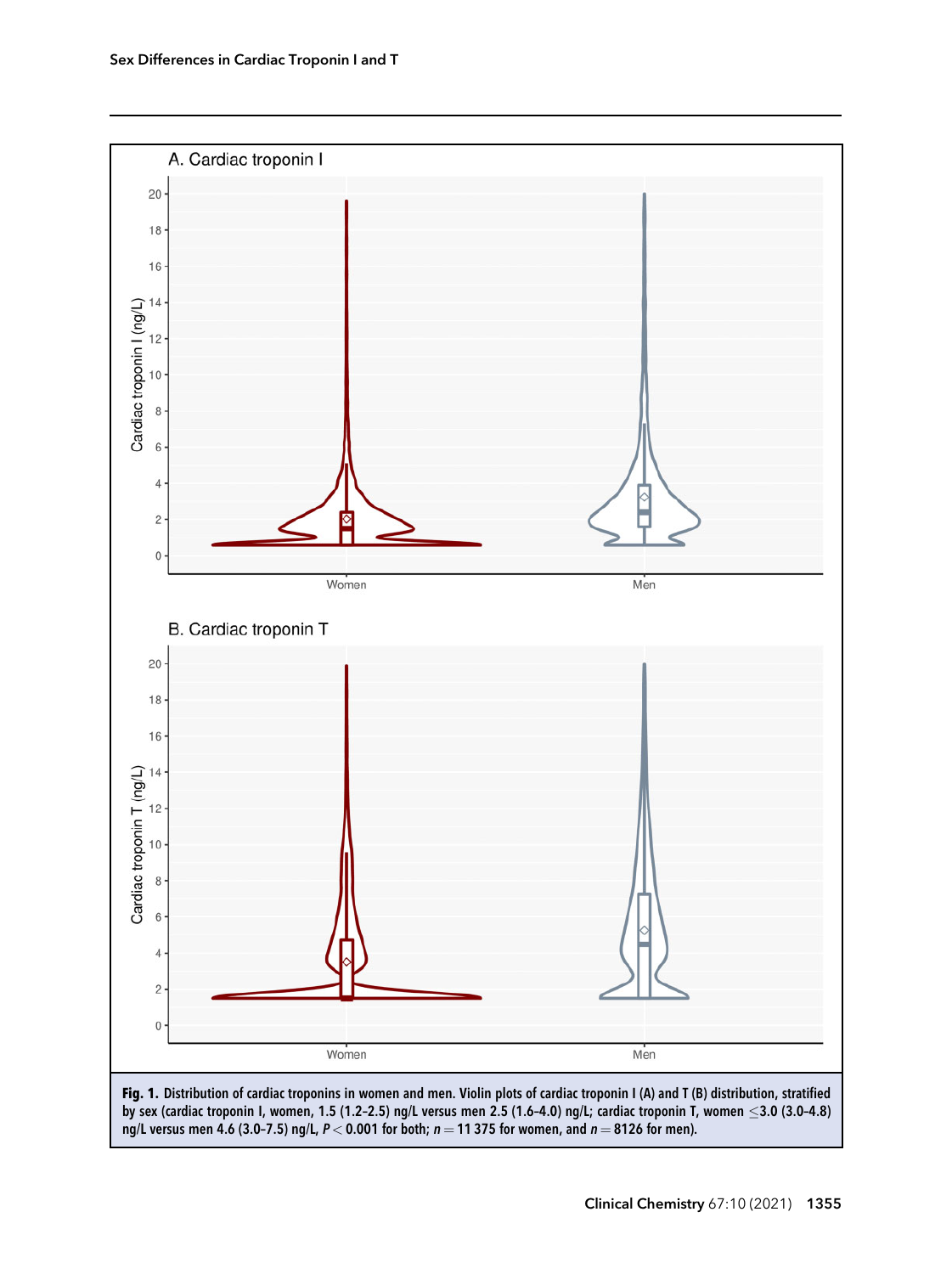**Fig. 1.** Distribution of cardiac troponins in women and men. Violin plots of cardiac troponin I (A) and T (B) distribution, stratified by sex (cardiac troponin I, women, 1.5 (1.2–2.5) ng/L versus men 2.5 (1.6–4.0) ng/L; cardiac troponin T, women ≤3.0 (3.0–4.8) ng/L versus men 4.6 (3.0–7.5) ng/L, $P < 0.001$ for both; $n = 11\,375$ for women, and $n = 8126$ for men).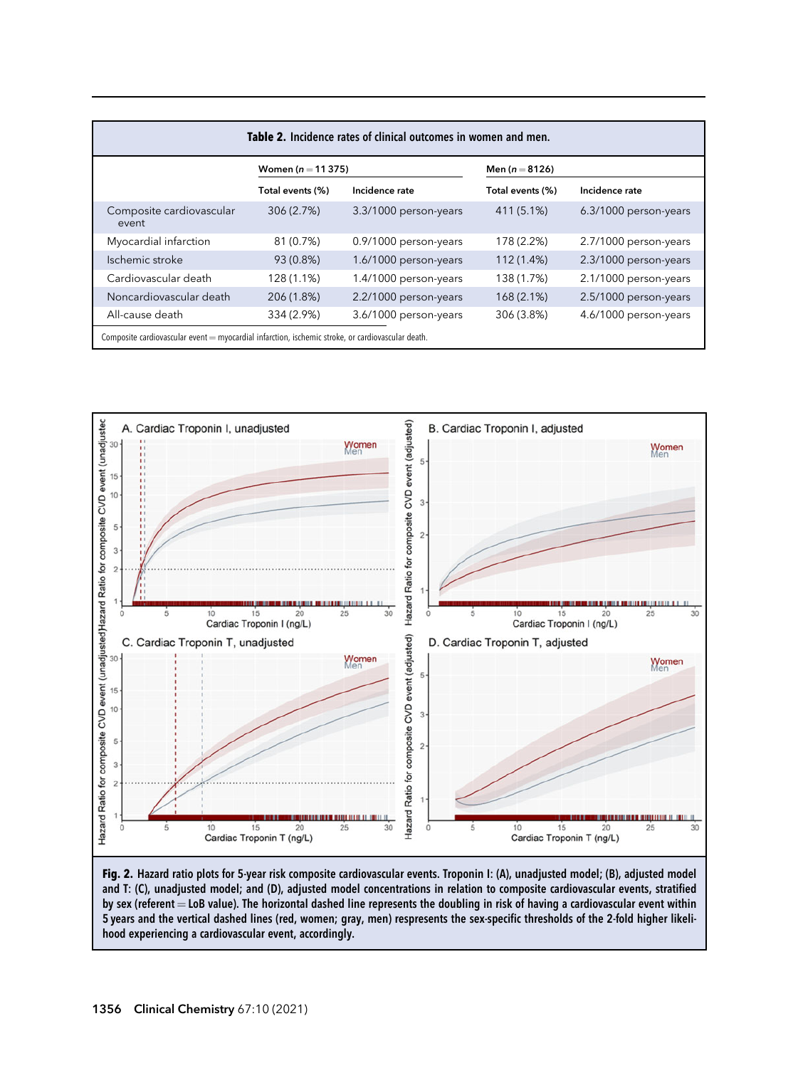**Table 2.** Incidence rates of clinical outcomes in women and men.

| | Women ($n = 11\,375$) | | Men ($n = 8126$) | |
|---|---|---|---|---|
| | Total events (%) | Incidence rate | Total events (%) | Incidence rate |
| Composite cardiovascular event | 306 (2.7%) | 3.3/1000 person-years | 411 (5.1%) | 6.3/1000 person-years |
| Myocardial infarction | 81 (0.7%) | 0.9/1000 person-years | 178 (2.2%) | 2.7/1000 person-years |
| Ischemic stroke | 93 (0.8%) | 1.6/1000 person-years | 112 (1.4%) | 2.3/1000 person-years |
| Cardiovascular death | 128 (1.1%) | 1.4/1000 person-years | 138 (1.7%) | 2.1/1000 person-years |
| Noncardiovascular death | 206 (1.8%) | 2.2/1000 person-years | 168 (2.1%) | 2.5/1000 person-years |
| All-cause death | 334 (2.9%) | 3.6/1000 person-years | 306 (3.8%) | 4.6/1000 person-years |

Composite cardiovascular event = myocardial infarction, ischemic stroke, or cardiovascular death.

**Fig. 2.** Hazard ratio plots for 5-year risk composite cardiovascular events. Troponin I: (A), unadjusted model; (B), adjusted model and T: (C), unadjusted model; and (D), adjusted model concentrations in relation to composite cardiovascular events, stratified by sex (referent = LoB value). The horizontal dashed line represents the doubling in risk of having a cardiovascular event within 5 years and the vertical dashed lines (red, women; gray, men) represents the sex-specific thresholds of the 2-fold higher likelihood experiencing a cardiovascular event, accordingly.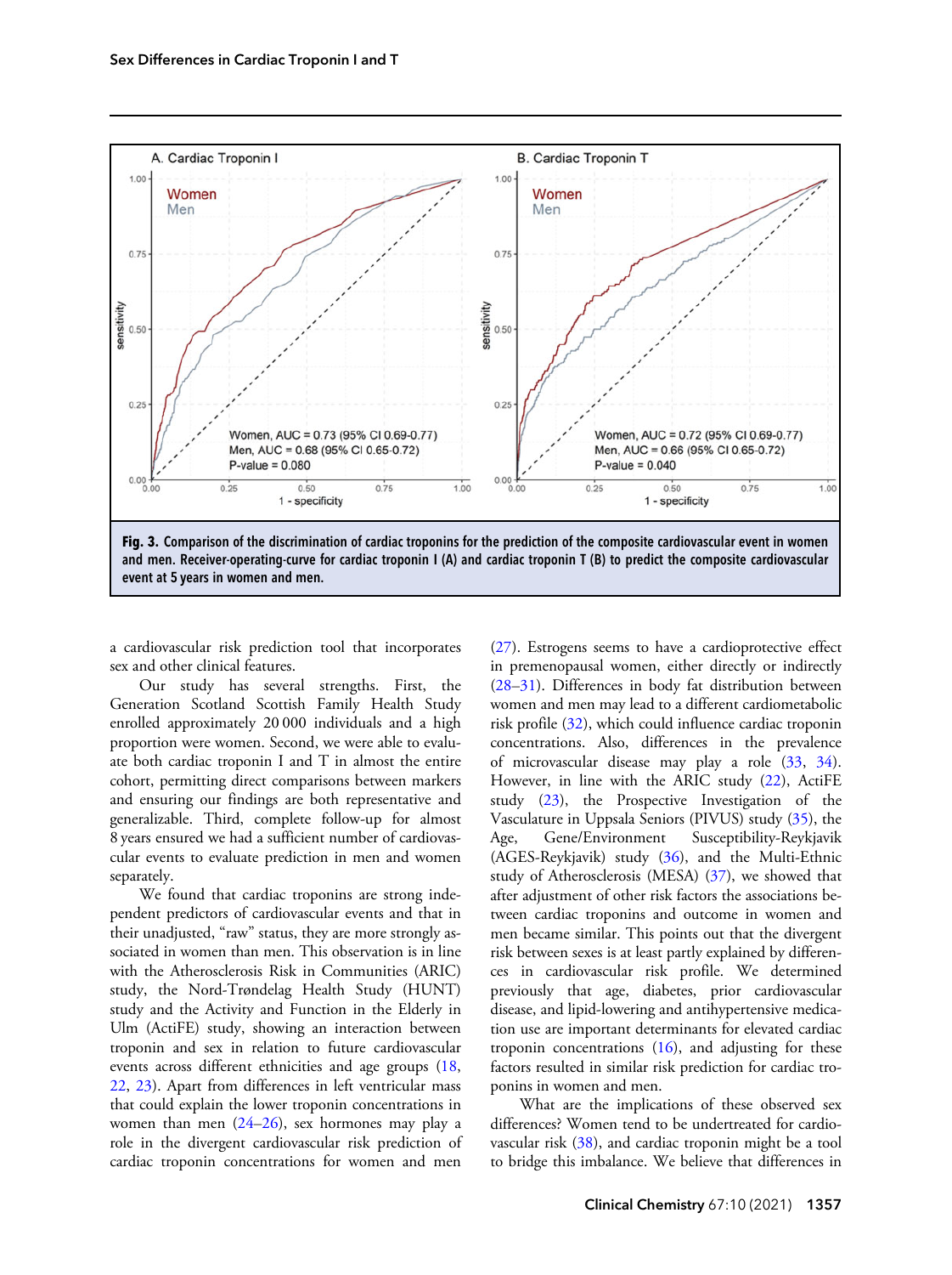**Fig. 3. Comparison of the discrimination of cardiac troponins for the prediction of the composite cardiovascular event in women and men. Receiver-operating-curve for cardiac troponin I (A) and cardiac troponin T (B) to predict the composite cardiovascular event at 5 years in women and men.**

a cardiovascular risk prediction tool that incorporates sex and other clinical features.

Our study has several strengths. First, the Generation Scotland Scottish Family Health Study enrolled approximately 20 000 individuals and a high proportion were women. Second, we were able to evaluate both cardiac troponin I and T in almost the entire cohort, permitting direct comparisons between markers and ensuring our findings are both representative and generalizable. Third, complete follow-up for almost 8 years ensured we had a sufficient number of cardiovascular events to evaluate prediction in men and women separately.

We found that cardiac troponins are strong independent predictors of cardiovascular events and that in their unadjusted, "raw" status, they are more strongly associated in women than men. This observation is in line with the Atherosclerosis Risk in Communities (ARIC) study, the Nord-Trøndelag Health Study (HUNT) study and the Activity and Function in the Elderly in Ulm (ActiFE) study, showing an interaction between troponin and sex in relation to future cardiovascular events across different ethnicities and age groups (18, 22, 23). Apart from differences in left ventricular mass that could explain the lower troponin concentrations in women than men (24–26), sex hormones may play a role in the divergent cardiovascular risk prediction of cardiac troponin concentrations for women and men (27). Estrogens seems to have a cardioprotective effect in premenopausal women, either directly or indirectly (28–31). Differences in body fat distribution between women and men may lead to a different cardiometabolic risk profile (32), which could influence cardiac troponin concentrations. Also, differences in the prevalence of microvascular disease may play a role (33, 34). However, in line with the ARIC study (22), ActiFE study (23), the Prospective Investigation of the Vasculature in Uppsala Seniors (PIVUS) study (35), the Age, Gene/Environment Susceptibility-Reykjavik (AGES-Reykjavik) study (36), and the Multi-Ethnic study of Atherosclerosis (MESA) (37), we showed that after adjustment of other risk factors the associations between cardiac troponins and outcome in women and men became similar. This points out that the divergent risk between sexes is at least partly explained by differences in cardiovascular risk profile. We determined previously that age, diabetes, prior cardiovascular disease, and lipid-lowering and antihypertensive medication use are important determinants for elevated cardiac troponin concentrations (16), and adjusting for these factors resulted in similar risk prediction for cardiac troponins in women and men.

What are the implications of these observed sex differences? Women tend to be undertreated for cardiovascular risk (38), and cardiac troponin might be a tool to bridge this imbalance. We believe that differences in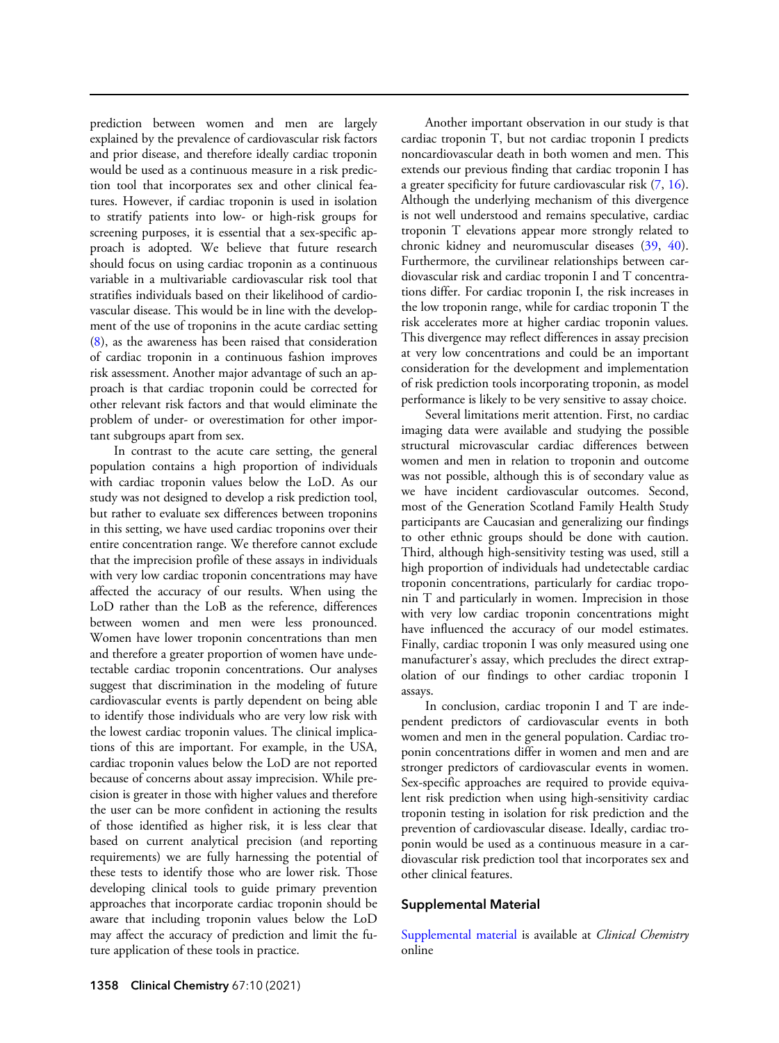prediction between women and men are largely explained by the prevalence of cardiovascular risk factors and prior disease, and therefore ideally cardiac troponin would be used as a continuous measure in a risk prediction tool that incorporates sex and other clinical features. However, if cardiac troponin is used in isolation to stratify patients into low- or high-risk groups for screening purposes, it is essential that a sex-specific approach is adopted. We believe that future research should focus on using cardiac troponin as a continuous variable in a multivariable cardiovascular risk tool that stratifies individuals based on their likelihood of cardiovascular disease. This would be in line with the development of the use of troponins in the acute cardiac setting (8), as the awareness has been raised that consideration of cardiac troponin in a continuous fashion improves risk assessment. Another major advantage of such an approach is that cardiac troponin could be corrected for other relevant risk factors and that would eliminate the problem of under- or overestimation for other important subgroups apart from sex.

In contrast to the acute care setting, the general population contains a high proportion of individuals with cardiac troponin values below the LoD. As our study was not designed to develop a risk prediction tool, but rather to evaluate sex differences between troponins in this setting, we have used cardiac troponins over their entire concentration range. We therefore cannot exclude that the imprecision profile of these assays in individuals with very low cardiac troponin concentrations may have affected the accuracy of our results. When using the LoD rather than the LoB as the reference, differences between women and men were less pronounced. Women have lower troponin concentrations than men and therefore a greater proportion of women have undetectable cardiac troponin concentrations. Our analyses suggest that discrimination in the modeling of future cardiovascular events is partly dependent on being able to identify those individuals who are very low risk with the lowest cardiac troponin values. The clinical implications of this are important. For example, in the USA, cardiac troponin values below the LoD are not reported because of concerns about assay imprecision. While precision is greater in those with higher values and therefore the user can be more confident in actioning the results of those identified as higher risk, it is less clear that based on current analytical precision (and reporting requirements) we are fully harnessing the potential of these tests to identify those who are lower risk. Those developing clinical tools to guide primary prevention approaches that incorporate cardiac troponin should be aware that including troponin values below the LoD may affect the accuracy of prediction and limit the future application of these tools in practice.

Another important observation in our study is that cardiac troponin T, but not cardiac troponin I predicts noncardiovascular death in both women and men. This extends our previous finding that cardiac troponin I has a greater specificity for future cardiovascular risk (7, 16). Although the underlying mechanism of this divergence is not well understood and remains speculative, cardiac troponin T elevations appear more strongly related to chronic kidney and neuromuscular diseases (39, 40). Furthermore, the curvilinear relationships between cardiovascular risk and cardiac troponin I and T concentrations differ. For cardiac troponin I, the risk increases in the low troponin range, while for cardiac troponin T the risk accelerates more at higher cardiac troponin values. This divergence may reflect differences in assay precision at very low concentrations and could be an important consideration for the development and implementation of risk prediction tools incorporating troponin, as model performance is likely to be very sensitive to assay choice.

Several limitations merit attention. First, no cardiac imaging data were available and studying the possible structural microvascular cardiac differences between women and men in relation to troponin and outcome was not possible, although this is of secondary value as we have incident cardiovascular outcomes. Second, most of the Generation Scotland Family Health Study participants are Caucasian and generalizing our findings to other ethnic groups should be done with caution. Third, although high-sensitivity testing was used, still a high proportion of individuals had undetectable cardiac troponin concentrations, particularly for cardiac troponin T and particularly in women. Imprecision in those with very low cardiac troponin concentrations might have influenced the accuracy of our model estimates. Finally, cardiac troponin I was only measured using one manufacturer's assay, which precludes the direct extrapolation of our findings to other cardiac troponin I assays.

In conclusion, cardiac troponin I and T are independent predictors of cardiovascular events in both women and men in the general population. Cardiac troponin concentrations differ in women and men and are stronger predictors of cardiovascular events in women. Sex-specific approaches are required to provide equivalent risk prediction when using high-sensitivity cardiac troponin testing in isolation for risk prediction and the prevention of cardiovascular disease. Ideally, cardiac troponin would be used as a continuous measure in a cardiovascular risk prediction tool that incorporates sex and other clinical features.

## Supplemental Material

Supplemental material is available at *Clinical Chemistry* online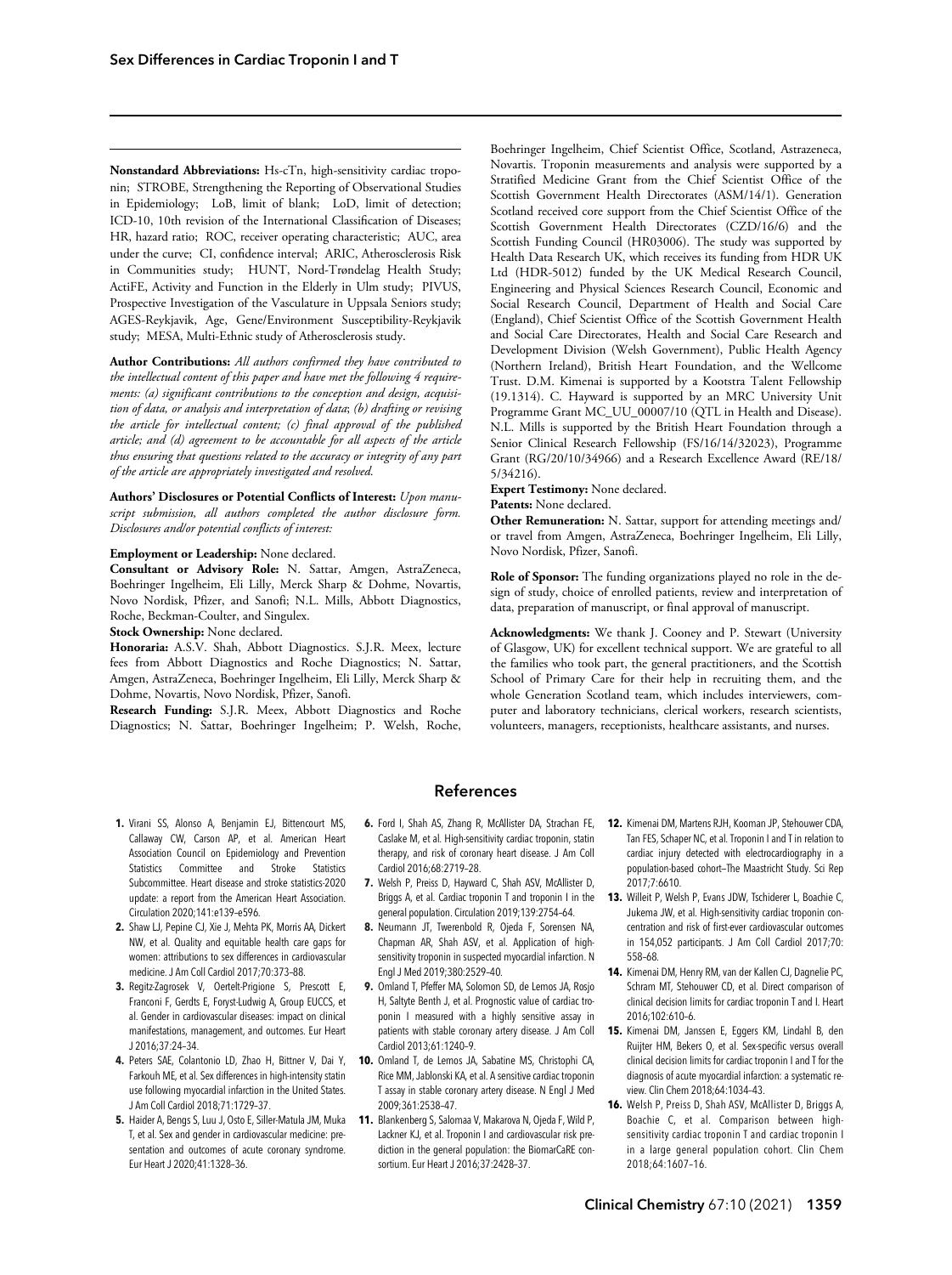**Nonstandard Abbreviations:** Hs-cTn, high-sensitivity cardiac troponin; STROBE, Strengthening the Reporting of Observational Studies in Epidemiology; LoB, limit of blank; LoD, limit of detection; ICD-10, 10th revision of the International Classification of Diseases; HR, hazard ratio; ROC, receiver operating characteristic; AUC, area under the curve; CI, confidence interval; ARIC, Atherosclerosis Risk in Communities study; HUNT, Nord-Trøndelag Health Study; ActiFE, Activity and Function in the Elderly in Ulm study; PIVUS, Prospective Investigation of the Vasculature in Uppsala Seniors study; AGES-Reykjavik, Age, Gene/Environment Susceptibility-Reykjavik study; MESA, Multi-Ethnic study of Atherosclerosis study.

**Author Contributions:** *All authors confirmed they have contributed to the intellectual content of this paper and have met the following 4 requirements: (a) significant contributions to the conception and design, acquisition of data, or analysis and interpretation of data; (b) drafting or revising the article for intellectual content; (c) final approval of the published article; and (d) agreement to be accountable for all aspects of the article thus ensuring that questions related to the accuracy or integrity of any part of the article are appropriately investigated and resolved.*

**Authors' Disclosures or Potential Conflicts of Interest:** *Upon manuscript submission, all authors completed the author disclosure form. Disclosures and/or potential conflicts of interest:*

**Employment or Leadership:** None declared.
**Consultant or Advisory Role:** N. Sattar, Amgen, AstraZeneca, Boehringer Ingelheim, Eli Lilly, Merck Sharp & Dohme, Novartis, Novo Nordisk, Pfizer, and Sanofi; N.L. Mills, Abbott Diagnostics, Roche, Beckman-Coulter, and Singulex.
**Stock Ownership:** None declared.
**Honoraria:** A.S.V. Shah, Abbott Diagnostics. S.J.R. Meex, lecture fees from Abbott Diagnostics and Roche Diagnostics; N. Sattar, Amgen, AstraZeneca, Boehringer Ingelheim, Eli Lilly, Merck Sharp & Dohme, Novartis, Novo Nordisk, Pfizer, Sanofi.
**Research Funding:** S.J.R. Meex, Abbott Diagnostics and Roche Diagnostics; N. Sattar, Boehringer Ingelheim; P. Welsh, Roche, Boehringer Ingelheim, Chief Scientist Office, Scotland, Astrazeneca, Novartis. Troponin measurements and analysis were supported by a Stratified Medicine Grant from the Chief Scientist Office of the Scottish Government Health Directorates (ASM/14/1). Generation Scotland received core support from the Chief Scientist Office of the Scottish Government Health Directorates (CZD/16/6) and the Scottish Funding Council (HR03006). The study was supported by Health Data Research UK, which receives its funding from HDR UK Ltd (HDR-5012) funded by the UK Medical Research Council, Engineering and Physical Sciences Research Council, Economic and Social Research Council, Department of Health and Social Care (England), Chief Scientist Office of the Scottish Government Health and Social Care Directorates, Health and Social Care Research and Development Division (Welsh Government), Public Health Agency (Northern Ireland), British Heart Foundation, and the Wellcome Trust. D.M. Kimenai is supported by a Kootstra Talent Fellowship (19.1314). C. Hayward is supported by an MRC University Unit Programme Grant MC_UU_00007/10 (QTL in Health and Disease). N.L. Mills is supported by the British Heart Foundation through a Senior Clinical Research Fellowship (FS/16/14/32023), Programme Grant (RG/20/10/34966) and a Research Excellence Award (RE/18/5/34216).
**Expert Testimony:** None declared.
**Patents:** None declared.
**Other Remuneration:** N. Sattar, support for attending meetings and/or travel from Amgen, AstraZeneca, Boehringer Ingelheim, Eli Lilly, Novo Nordisk, Pfizer, Sanofi.

**Role of Sponsor:** The funding organizations played no role in the design of study, choice of enrolled patients, review and interpretation of data, preparation of manuscript, or final approval of manuscript.

**Acknowledgments:** We thank J. Cooney and P. Stewart (University of Glasgow, UK) for excellent technical support. We are grateful to all the families who took part, the general practitioners, and the Scottish School of Primary Care for their help in recruiting them, and the whole Generation Scotland team, which includes interviewers, computer and laboratory technicians, clerical workers, research scientists, volunteers, managers, receptionists, healthcare assistants, and nurses.

## References

1. Virani SS, Alonso A, Benjamin EJ, Bittencourt MS, Callaway CW, Carson AP, et al. American Heart Association Council on Epidemiology and Prevention Statistics Committee and Stroke Statistics Subcommittee. Heart disease and stroke statistics-2020 update: a report from the American Heart Association. Circulation 2020;141:e139–e596.
2. Shaw LJ, Pepine CJ, Xie J, Mehta PK, Morris AA, Dickert NW, et al. Quality and equitable health care gaps for women: attributions to sex differences in cardiovascular medicine. J Am Coll Cardiol 2017;70:373–88.
3. Regitz-Zagrosek V, Oertelt-Prigione S, Prescott E, Franconi F, Gerdts E, Foryst-Ludwig A, Group EUCCS, et al. Gender in cardiovascular diseases: impact on clinical manifestations, management, and outcomes. Eur Heart J 2016;37:24–34.
4. Peters SAE, Colantonio LD, Zhao H, Bittner V, Dai Y, Farkouh ME, et al. Sex differences in high-intensity statin use following myocardial infarction in the United States. J Am Coll Cardiol 2018;71:1729–37.
5. Haider A, Bengs S, Luu J, Osto E, Siller-Matula JM, Muka T, et al. Sex and gender in cardiovascular medicine: presentation and outcomes of acute coronary syndrome. Eur Heart J 2020;41:1328–36.
6. Ford I, Shah AS, Zhang R, McAllister DA, Strachan FE, Caslake M, et al. High-sensitivity cardiac troponin, statin therapy, and risk of coronary heart disease. J Am Coll Cardiol 2016;68:2719–28.
7. Welsh P, Preiss D, Hayward C, Shah ASV, McAllister D, Briggs A, et al. Cardiac troponin T and troponin I in the general population. Circulation 2019;139:2754–64.
8. Neumann JT, Twerenbold R, Ojeda F, Sorensen NA, Chapman AR, Shah ASV, et al. Application of high-sensitivity troponin in suspected myocardial infarction. N Engl J Med 2019;380:2529–40.
9. Omland T, Pfeffer MA, Solomon SD, de Lemos JA, Rosjo H, Saltyte Benth J, et al. Prognostic value of cardiac troponin I measured with a highly sensitive assay in patients with stable coronary artery disease. J Am Coll Cardiol 2013;61:1240–9.
10. Omland T, de Lemos JA, Sabatine MS, Christophi CA, Rice MM, Jablonski KA, et al. A sensitive cardiac troponin T assay in stable coronary artery disease. N Engl J Med 2009;361:2538–47.
11. Blankenberg S, Salomaa V, Makarova N, Ojeda F, Wild P, Lackner KJ, et al. Troponin I and cardiovascular risk prediction in the general population: the BiomarCaRE consortium. Eur Heart J 2016;37:2428–37.
12. Kimenai DM, Martens RJH, Kooman JP, Stehouwer CDA, Tan FES, Schaper NC, et al. Troponin I and T in relation to cardiac injury detected with electrocardiography in a population-based cohort–The Maastricht Study. Sci Rep 2017;7:6610.
13. Willeit P, Welsh P, Evans JDW, Tschiderer L, Boachie C, Jukema JW, et al. High-sensitivity cardiac troponin concentration and risk of first-ever cardiovascular outcomes in 154,052 participants. J Am Coll Cardiol 2017;70: 558–68.
14. Kimenai DM, Henry RM, van der Kallen CJ, Dagnelie PC, Schram MT, Stehouwer CD, et al. Direct comparison of clinical decision limits for cardiac troponin T and I. Heart 2016;102:610–6.
15. Kimenai DM, Janssen E, Eggers KM, Lindahl B, den Ruijter HM, Bekers O, et al. Sex-specific versus overall clinical decision limits for cardiac troponin I and T for the diagnosis of acute myocardial infarction: a systematic review. Clin Chem 2018;64:1034–43.
16. Welsh P, Preiss D, Shah ASV, McAllister D, Briggs A, Boachie C, et al. Comparison between high-sensitivity cardiac troponin T and cardiac troponin I in a large general population cohort. Clin Chem 2018;64:1607–16.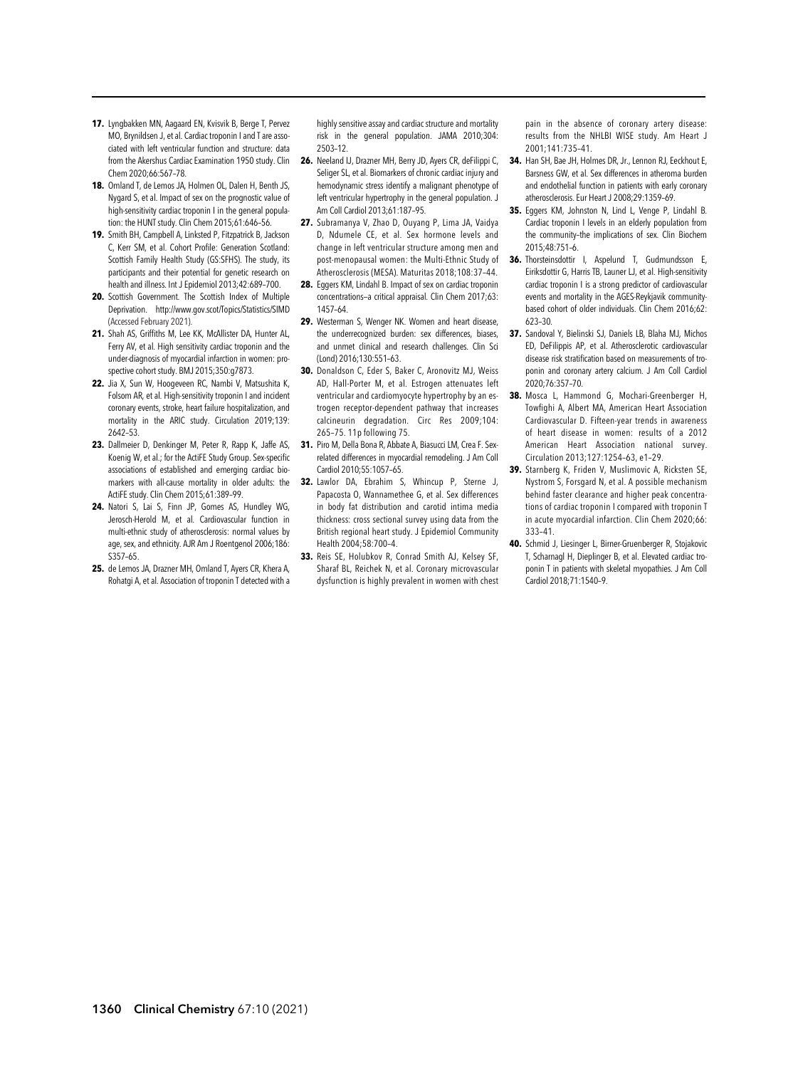17. Lyngbakken MN, Aagaard EN, Kvisvik B, Berge T, Pervez MO, Brynildsen J, et al. Cardiac troponin I and T are associated with left ventricular function and structure: data from the Akershus Cardiac Examination 1950 study. Clin Chem 2020;66:567–78.

18. Omland T, de Lemos JA, Holmen OL, Dalen H, Benth JS, Nygard S, et al. Impact of sex on the prognostic value of high-sensitivity cardiac troponin I in the general population: the HUNT study. Clin Chem 2015;61:646–56.

19. Smith BH, Campbell A, Linksted P, Fitzpatrick B, Jackson C, Kerr SM, et al. Cohort Profile: Generation Scotland: Scottish Family Health Study (GS:SFHS). The study, its participants and their potential for genetic research on health and illness. Int J Epidemiol 2013;42:689–700.

20. Scottish Government. The Scottish Index of Multiple Deprivation. http://www.gov.scot/Topics/Statistics/SIMD (Accessed February 2021).

21. Shah AS, Griffiths M, Lee KK, McAllister DA, Hunter AL, Ferry AV, et al. High sensitivity cardiac troponin and the under-diagnosis of myocardial infarction in women: prospective cohort study. BMJ 2015;350:g7873.

22. Jia X, Sun W, Hoogeveen RC, Nambi V, Matsushita K, Folsom AR, et al. High-sensitivity troponin I and incident coronary events, stroke, heart failure hospitalization, and mortality in the ARIC study. Circulation 2019;139:2642–53.

23. Dallmeier D, Denkinger M, Peter R, Rapp K, Jaffe AS, Koenig W, et al.; for the ActiFE Study Group. Sex-specific associations of established and emerging cardiac biomarkers with all-cause mortality in older adults: the ActiFE study. Clin Chem 2015;61:389–99.

24. Natori S, Lai S, Finn JP, Gomes AS, Hundley WG, Jerosch-Herold M, et al. Cardiovascular function in multi-ethnic study of atherosclerosis: normal values by age, sex, and ethnicity. AJR Am J Roentgenol 2006;186:S357–65.

25. de Lemos JA, Drazner MH, Omland T, Ayers CR, Khera A, Rohatgi A, et al. Association of troponin T detected with a highly sensitive assay and cardiac structure and mortality risk in the general population. JAMA 2010;304:2503–12.

26. Neeland IJ, Drazner MH, Berry JD, Ayers CR, deFilippi C, Seliger SL, et al. Biomarkers of chronic cardiac injury and hemodynamic stress identify a malignant phenotype of left ventricular hypertrophy in the general population. J Am Coll Cardiol 2013;61:187–95.

27. Subramanya V, Zhao D, Ouyang P, Lima JA, Vaidya D, Ndumele CE, et al. Sex hormone levels and change in left ventricular structure among men and post-menopausal women: the Multi-Ethnic Study of Atherosclerosis (MESA). Maturitas 2018;108:37–44.

28. Eggers KM, Lindahl B. Impact of sex on cardiac troponin concentrations–a critical appraisal. Clin Chem 2017;63:1457–64.

29. Westerman S, Wenger NK. Women and heart disease, the underrecognized burden: sex differences, biases, and unmet clinical and research challenges. Clin Sci (Lond) 2016;130:551–63.

30. Donaldson C, Eder S, Baker C, Aronovitz MJ, Weiss AD, Hall-Porter M, et al. Estrogen attenuates left ventricular and cardiomyocyte hypertrophy by an estrogen receptor-dependent pathway that increases calcineurin degradation. Circ Res 2009;104:265–75. 11p following 75.

31. Piro M, Della Bona R, Abbate A, Biasucci LM, Crea F. Sex-related differences in myocardial remodeling. J Am Coll Cardiol 2010;55:1057–65.

32. Lawlor DA, Ebrahim S, Whincup P, Sterne J, Papacosta O, Wannamethee G, et al. Sex differences in body fat distribution and carotid intima media thickness: cross sectional survey using data from the British regional heart study. J Epidemiol Community Health 2004;58:700–4.

33. Reis SE, Holubkov R, Conrad Smith AJ, Kelsey SF, Sharaf BL, Reichek N, et al. Coronary microvascular dysfunction is highly prevalent in women with chest pain in the absence of coronary artery disease: results from the NHLBI WISE study. Am Heart J 2001;141:735–41.

34. Han SH, Bae JH, Holmes DR, Jr., Lennon RJ, Eeckhout E, Barsness GW, et al. Sex differences in atheroma burden and endothelial function in patients with early coronary atherosclerosis. Eur Heart J 2008;29:1359–69.

35. Eggers KM, Johnston N, Lind L, Venge P, Lindahl B. Cardiac troponin I levels in an elderly population from the community–the implications of sex. Clin Biochem 2015;48:751–6.

36. Thorsteinsdottir I, Aspelund T, Gudmundsson E, Eiriksdottir G, Harris TB, Launer LJ, et al. High-sensitivity cardiac troponin I is a strong predictor of cardiovascular events and mortality in the AGES-Reykjavik community-based cohort of older individuals. Clin Chem 2016;62:623–30.

37. Sandoval Y, Bielinski SJ, Daniels LB, Blaha MJ, Michos ED, DeFilippis AP, et al. Atherosclerotic cardiovascular disease risk stratification based on measurements of troponin and coronary artery calcium. J Am Coll Cardiol 2020;76:357–70.

38. Mosca L, Hammond G, Mochari-Greenberger H, Towfighi A, Albert MA, American Heart Association Cardiovascular D. Fifteen-year trends in awareness of heart disease in women: results of a 2012 American Heart Association national survey. Circulation 2013;127:1254–63, e1–29.

39. Starnberg K, Friden V, Muslimovic A, Ricksten SE, Nystrom S, Forsgard N, et al. A possible mechanism behind faster clearance and higher peak concentrations of cardiac troponin I compared with troponin T in acute myocardial infarction. Clin Chem 2020;66:333–41.

40. Schmid J, Liesinger L, Birner-Gruenberger R, Stojakovic T, Scharnagl H, Dieplinger B, et al. Elevated cardiac troponin T in patients with skeletal myopathies. J Am Coll Cardiol 2018;71:1540–9.